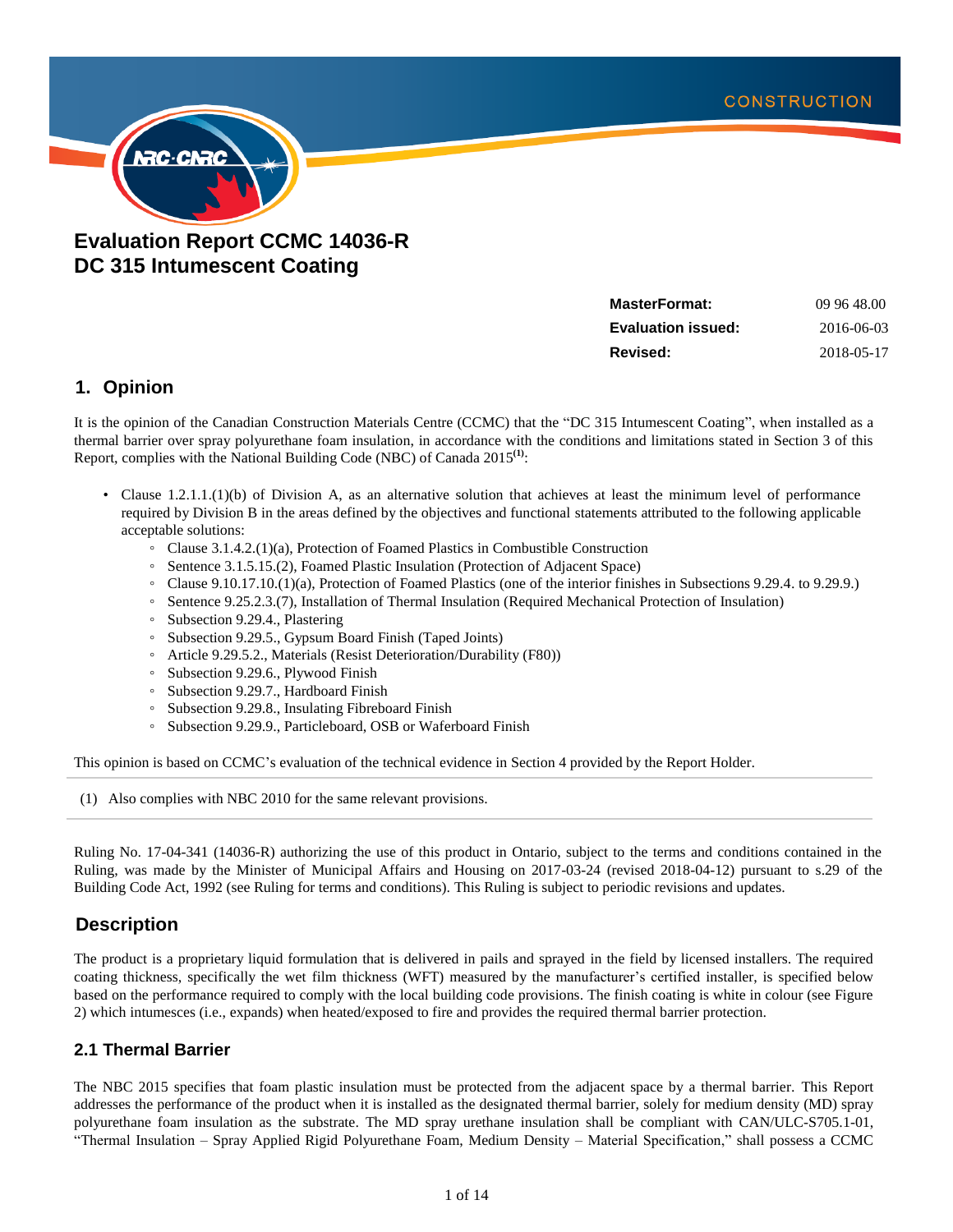CONSTRUCTION

# Evaluation Report CCMC 14036-R
# DC 315 Intumescent Coating

| | |
|---|---|
| **MasterFormat:** | 09 96 48.00 |
| **Evaluation issued:** | 2016-06-03 |
| **Revised:** | 2018-05-17 |

## 1. Opinion

It is the opinion of the Canadian Construction Materials Centre (CCMC) that the "DC 315 Intumescent Coating", when installed as a thermal barrier over spray polyurethane foam insulation, in accordance with the conditions and limitations stated in Section 3 of this Report, complies with the National Building Code (NBC) of Canada 2015[(1)]:

- Clause 1.2.1.1.(1)(b) of Division A, as an alternative solution that achieves at least the minimum level of performance required by Division B in the areas defined by the objectives and functional statements attributed to the following applicable acceptable solutions:
  - Clause 3.1.4.2.(1)(a), Protection of Foamed Plastics in Combustible Construction
  - Sentence 3.1.5.15.(2), Foamed Plastic Insulation (Protection of Adjacent Space)
  - Clause 9.10.17.10.(1)(a), Protection of Foamed Plastics (one of the interior finishes in Subsections 9.29.4. to 9.29.9.)
  - Sentence 9.25.2.3.(7), Installation of Thermal Insulation (Required Mechanical Protection of Insulation)
  - Subsection 9.29.4., Plastering
  - Subsection 9.29.5., Gypsum Board Finish (Taped Joints)
  - Article 9.29.5.2., Materials (Resist Deterioration/Durability (F80))
  - Subsection 9.29.6., Plywood Finish
  - Subsection 9.29.7., Hardboard Finish
  - Subsection 9.29.8., Insulating Fibreboard Finish
  - Subsection 9.29.9., Particleboard, OSB or Waferboard Finish

This opinion is based on CCMC's evaluation of the technical evidence in Section 4 provided by the Report Holder.

(1) Also complies with NBC 2010 for the same relevant provisions.

Ruling No. 17-04-341 (14036-R) authorizing the use of this product in Ontario, subject to the terms and conditions contained in the Ruling, was made by the Minister of Municipal Affairs and Housing on 2017-03-24 (revised 2018-04-12) pursuant to s.29 of the Building Code Act, 1992 (see Ruling for terms and conditions). This Ruling is subject to periodic revisions and updates.

## Description

The product is a proprietary liquid formulation that is delivered in pails and sprayed in the field by licensed installers. The required coating thickness, specifically the wet film thickness (WFT) measured by the manufacturer's certified installer, is specified below based on the performance required to comply with the local building code provisions. The finish coating is white in colour (see Figure 2) which intumesces (i.e., expands) when heated/exposed to fire and provides the required thermal barrier protection.

### 2.1 Thermal Barrier

The NBC 2015 specifies that foam plastic insulation must be protected from the adjacent space by a thermal barrier. This Report addresses the performance of the product when it is installed as the designated thermal barrier, solely for medium density (MD) spray polyurethane foam insulation as the substrate. The MD spray urethane insulation shall be compliant with CAN/ULC-S705.1-01, "Thermal Insulation – Spray Applied Rigid Polyurethane Foam, Medium Density – Material Specification," shall possess a CCMC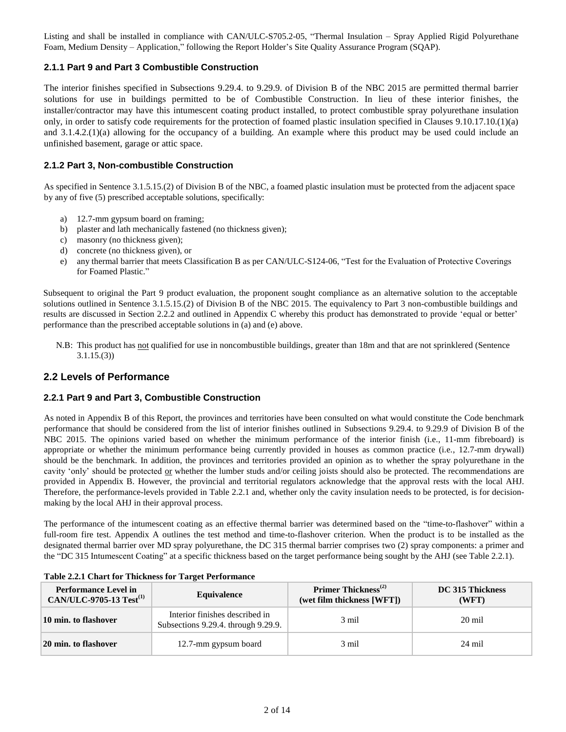Listing and shall be installed in compliance with CAN/ULC-S705.2-05, "Thermal Insulation – Spray Applied Rigid Polyurethane Foam, Medium Density – Application," following the Report Holder's Site Quality Assurance Program (SQAP).

### 2.1.1 Part 9 and Part 3 Combustible Construction

The interior finishes specified in Subsections 9.29.4. to 9.29.9. of Division B of the NBC 2015 are permitted thermal barrier solutions for use in buildings permitted to be of Combustible Construction. In lieu of these interior finishes, the installer/contractor may have this intumescent coating product installed, to protect combustible spray polyurethane insulation only, in order to satisfy code requirements for the protection of foamed plastic insulation specified in Clauses 9.10.17.10.(1)(a) and 3.1.4.2.(1)(a) allowing for the occupancy of a building. An example where this product may be used could include an unfinished basement, garage or attic space.

### 2.1.2 Part 3, Non-combustible Construction

As specified in Sentence 3.1.5.15.(2) of Division B of the NBC, a foamed plastic insulation must be protected from the adjacent space by any of five (5) prescribed acceptable solutions, specifically:

a) 12.7-mm gypsum board on framing;
b) plaster and lath mechanically fastened (no thickness given);
c) masonry (no thickness given);
d) concrete (no thickness given), or
e) any thermal barrier that meets Classification B as per CAN/ULC-S124-06, "Test for the Evaluation of Protective Coverings for Foamed Plastic."

Subsequent to original the Part 9 product evaluation, the proponent sought compliance as an alternative solution to the acceptable solutions outlined in Sentence 3.1.5.15.(2) of Division B of the NBC 2015. The equivalency to Part 3 non-combustible buildings and results are discussed in Section 2.2.2 and outlined in Appendix C whereby this product has demonstrated to provide 'equal or better' performance than the prescribed acceptable solutions in (a) and (e) above.

N.B: This product has not qualified for use in noncombustible buildings, greater than 18m and that are not sprinklered (Sentence 3.1.15.(3))

## 2.2 Levels of Performance

### 2.2.1 Part 9 and Part 3, Combustible Construction

As noted in Appendix B of this Report, the provinces and territories have been consulted on what would constitute the Code benchmark performance that should be considered from the list of interior finishes outlined in Subsections 9.29.4. to 9.29.9 of Division B of the NBC 2015. The opinions varied based on whether the minimum performance of the interior finish (i.e., 11-mm fibreboard) is appropriate or whether the minimum performance being currently provided in houses as common practice (i.e., 12.7-mm drywall) should be the benchmark. In addition, the provinces and territories provided an opinion as to whether the spray polyurethane in the cavity 'only' should be protected or whether the lumber studs and/or ceiling joists should also be protected. The recommendations are provided in Appendix B. However, the provincial and territorial regulators acknowledge that the approval rests with the local AHJ. Therefore, the performance-levels provided in Table 2.2.1 and, whether only the cavity insulation needs to be protected, is for decision-making by the local AHJ in their approval process.

The performance of the intumescent coating as an effective thermal barrier was determined based on the "time-to-flashover" within a full-room fire test. Appendix A outlines the test method and time-to-flashover criterion. When the product is to be installed as the designated thermal barrier over MD spray polyurethane, the DC 315 thermal barrier comprises two (2) spray components: a primer and the "DC 315 Intumescent Coating" at a specific thickness based on the target performance being sought by the AHJ (see Table 2.2.1).

**Table 2.2.1 Chart for Thickness for Target Performance**

| Performance Level in CAN/ULC-9705-13 Test[1] | Equivalence | Primer Thickness[2] (wet film thickness [WFT]) | DC 315 Thickness (WFT) |
|---|---|---|---|
| **10 min. to flashover** | Interior finishes described in Subsections 9.29.4. through 9.29.9. | 3 mil | 20 mil |
| **20 min. to flashover** | 12.7-mm gypsum board | 3 mil | 24 mil |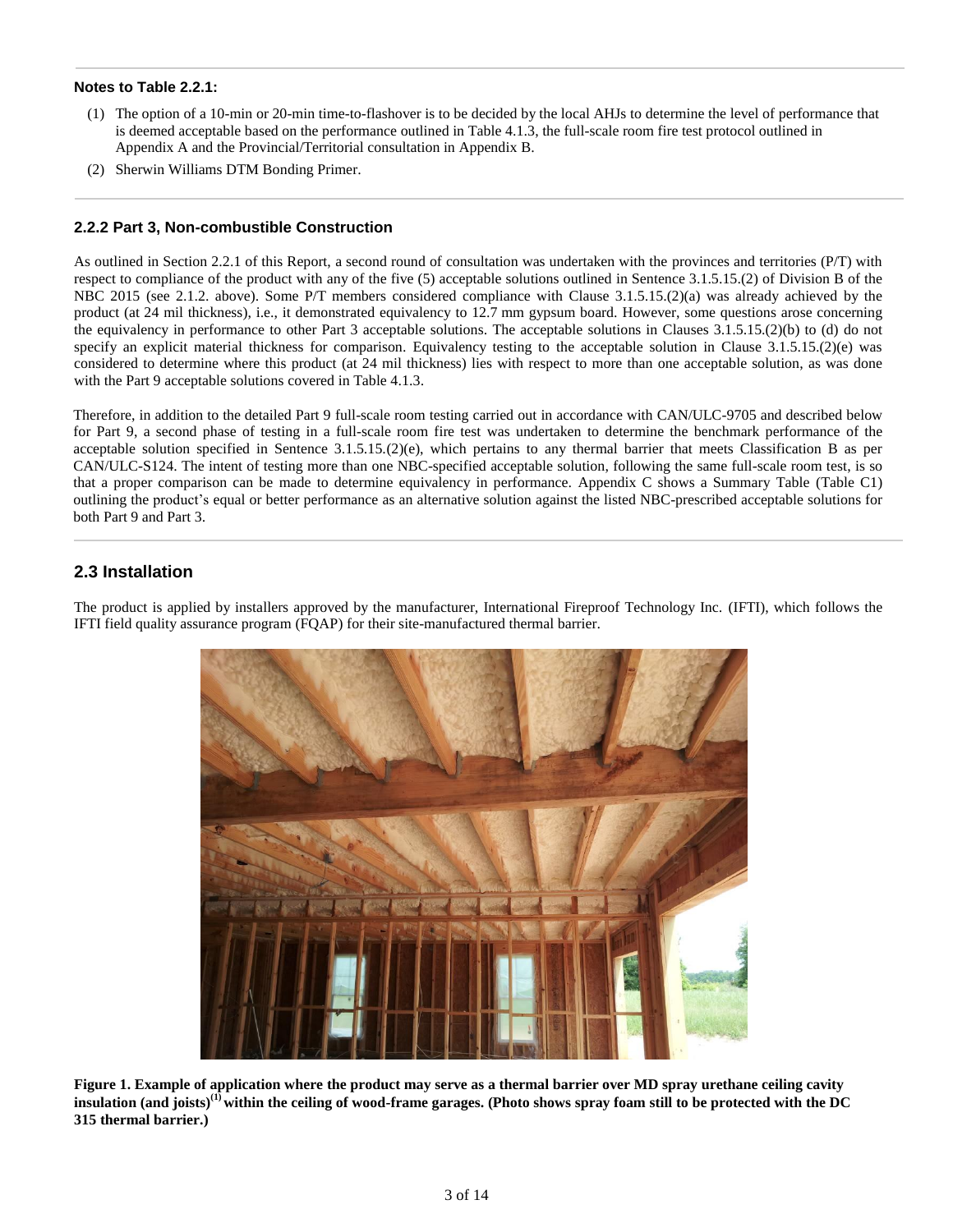**Notes to Table 2.2.1:**

(1) The option of a 10-min or 20-min time-to-flashover is to be decided by the local AHJs to determine the level of performance that is deemed acceptable based on the performance outlined in Table 4.1.3, the full-scale room fire test protocol outlined in Appendix A and the Provincial/Territorial consultation in Appendix B.

(2) Sherwin Williams DTM Bonding Primer.

### 2.2.2 Part 3, Non-combustible Construction

As outlined in Section 2.2.1 of this Report, a second round of consultation was undertaken with the provinces and territories (P/T) with respect to compliance of the product with any of the five (5) acceptable solutions outlined in Sentence 3.1.5.15.(2) of Division B of the NBC 2015 (see 2.1.2. above). Some P/T members considered compliance with Clause 3.1.5.15.(2)(a) was already achieved by the product (at 24 mil thickness), i.e., it demonstrated equivalency to 12.7 mm gypsum board. However, some questions arose concerning the equivalency in performance to other Part 3 acceptable solutions. The acceptable solutions in Clauses 3.1.5.15.(2)(b) to (d) do not specify an explicit material thickness for comparison. Equivalency testing to the acceptable solution in Clause 3.1.5.15.(2)(e) was considered to determine where this product (at 24 mil thickness) lies with respect to more than one acceptable solution, as was done with the Part 9 acceptable solutions covered in Table 4.1.3.

Therefore, in addition to the detailed Part 9 full-scale room testing carried out in accordance with CAN/ULC-9705 and described below for Part 9, a second phase of testing in a full-scale room fire test was undertaken to determine the benchmark performance of the acceptable solution specified in Sentence 3.1.5.15.(2)(e), which pertains to any thermal barrier that meets Classification B as per CAN/ULC-S124. The intent of testing more than one NBC-specified acceptable solution, following the same full-scale room test, is so that a proper comparison can be made to determine equivalency in performance. Appendix C shows a Summary Table (Table C1) outlining the product's equal or better performance as an alternative solution against the listed NBC-prescribed acceptable solutions for both Part 9 and Part 3.

## 2.3 Installation

The product is applied by installers approved by the manufacturer, International Fireproof Technology Inc. (IFTI), which follows the IFTI field quality assurance program (FQAP) for their site-manufactured thermal barrier.

**Figure 1. Example of application where the product may serve as a thermal barrier over MD spray urethane ceiling cavity insulation (and joists)[1] within the ceiling of wood-frame garages. (Photo shows spray foam still to be protected with the DC 315 thermal barrier.)**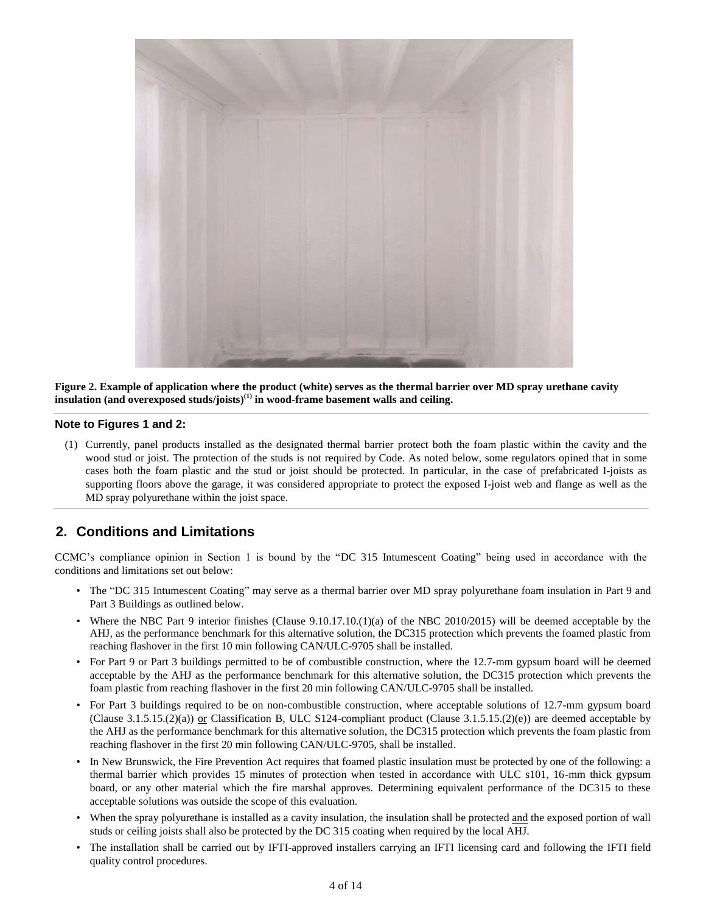**Figure 2. Example of application where the product (white) serves as the thermal barrier over MD spray urethane cavity insulation (and overexposed studs/joists)[1] in wood-frame basement walls and ceiling.**

#### Note to Figures 1 and 2:

(1) Currently, panel products installed as the designated thermal barrier protect both the foam plastic within the cavity and the wood stud or joist. The protection of the studs is not required by Code. As noted below, some regulators opined that in some cases both the foam plastic and the stud or joist should be protected. In particular, in the case of prefabricated I-joists as supporting floors above the garage, it was considered appropriate to protect the exposed I-joist web and flange as well as the MD spray polyurethane within the joist space.

## 2. Conditions and Limitations

CCMC's compliance opinion in Section 1 is bound by the "DC 315 Intumescent Coating" being used in accordance with the conditions and limitations set out below:

- The "DC 315 Intumescent Coating" may serve as a thermal barrier over MD spray polyurethane foam insulation in Part 9 and Part 3 Buildings as outlined below.
- Where the NBC Part 9 interior finishes (Clause 9.10.17.10.(1)(a) of the NBC 2010/2015) will be deemed acceptable by the AHJ, as the performance benchmark for this alternative solution, the DC315 protection which prevents the foamed plastic from reaching flashover in the first 10 min following CAN/ULC-9705 shall be installed.
- For Part 9 or Part 3 buildings permitted to be of combustible construction, where the 12.7-mm gypsum board will be deemed acceptable by the AHJ as the performance benchmark for this alternative solution, the DC315 protection which prevents the foam plastic from reaching flashover in the first 20 min following CAN/ULC-9705 shall be installed.
- For Part 3 buildings required to be on non-combustible construction, where acceptable solutions of 12.7-mm gypsum board (Clause 3.1.5.15.(2)(a)) <u>or</u> Classification B, ULC S124-compliant product (Clause 3.1.5.15.(2)(e)) are deemed acceptable by the AHJ as the performance benchmark for this alternative solution, the DC315 protection which prevents the foam plastic from reaching flashover in the first 20 min following CAN/ULC-9705, shall be installed.
- In New Brunswick, the Fire Prevention Act requires that foamed plastic insulation must be protected by one of the following: a thermal barrier which provides 15 minutes of protection when tested in accordance with ULC s101, 16-mm thick gypsum board, or any other material which the fire marshal approves. Determining equivalent performance of the DC315 to these acceptable solutions was outside the scope of this evaluation.
- When the spray polyurethane is installed as a cavity insulation, the insulation shall be protected <u>and</u> the exposed portion of wall studs or ceiling joists shall also be protected by the DC 315 coating when required by the local AHJ.
- The installation shall be carried out by IFTI-approved installers carrying an IFTI licensing card and following the IFTI field quality control procedures.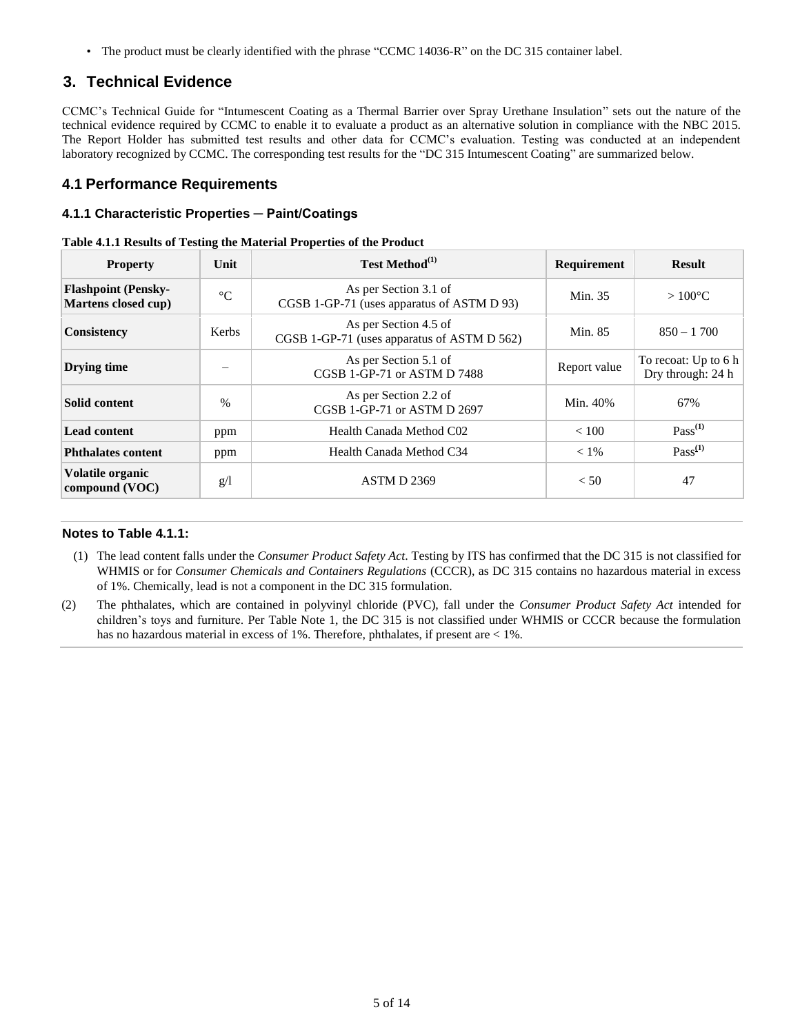- The product must be clearly identified with the phrase "CCMC 14036-R" on the DC 315 container label.

## 3. Technical Evidence

CCMC's Technical Guide for "Intumescent Coating as a Thermal Barrier over Spray Urethane Insulation" sets out the nature of the technical evidence required by CCMC to enable it to evaluate a product as an alternative solution in compliance with the NBC 2015. The Report Holder has submitted test results and other data for CCMC's evaluation. Testing was conducted at an independent laboratory recognized by CCMC. The corresponding test results for the "DC 315 Intumescent Coating" are summarized below.

### 4.1 Performance Requirements

#### 4.1.1 Characteristic Properties ─ Paint/Coatings

**Table 4.1.1 Results of Testing the Material Properties of the Product**

| Property | Unit | Test Method(1) | Requirement | Result |
| --- | --- | --- | --- | --- |
| **Flashpoint (Pensky-Martens closed cup)** | °C | As per Section 3.1 of CGSB 1-GP-71 (uses apparatus of ASTM D 93) | Min. 35 | > 100°C |
| **Consistency** | Kerbs | As per Section 4.5 of CGSB 1-GP-71 (uses apparatus of ASTM D 562) | Min. 85 | 850 – 1 700 |
| **Drying time** | – | As per Section 5.1 of CGSB 1-GP-71 or ASTM D 7488 | Report value | To recoat: Up to 6 h Dry through: 24 h |
| **Solid content** | % | As per Section 2.2 of CGSB 1-GP-71 or ASTM D 2697 | Min. 40% | 67% |
| **Lead content** | ppm | Health Canada Method C02 | < 100 | Pass(1) |
| **Phthalates content** | ppm | Health Canada Method C34 | < 1% | Pass(1) |
| **Volatile organic compound (VOC)** | g/l | ASTM D 2369 | < 50 | 47 |

#### Notes to Table 4.1.1:

(1) The lead content falls under the *Consumer Product Safety Act*. Testing by ITS has confirmed that the DC 315 is not classified for WHMIS or for *Consumer Chemicals and Containers Regulations* (CCCR), as DC 315 contains no hazardous material in excess of 1%. Chemically, lead is not a component in the DC 315 formulation.

(2) The phthalates, which are contained in polyvinyl chloride (PVC), fall under the *Consumer Product Safety Act* intended for children's toys and furniture. Per Table Note 1, the DC 315 is not classified under WHMIS or CCCR because the formulation has no hazardous material in excess of 1%. Therefore, phthalates, if present are < 1%.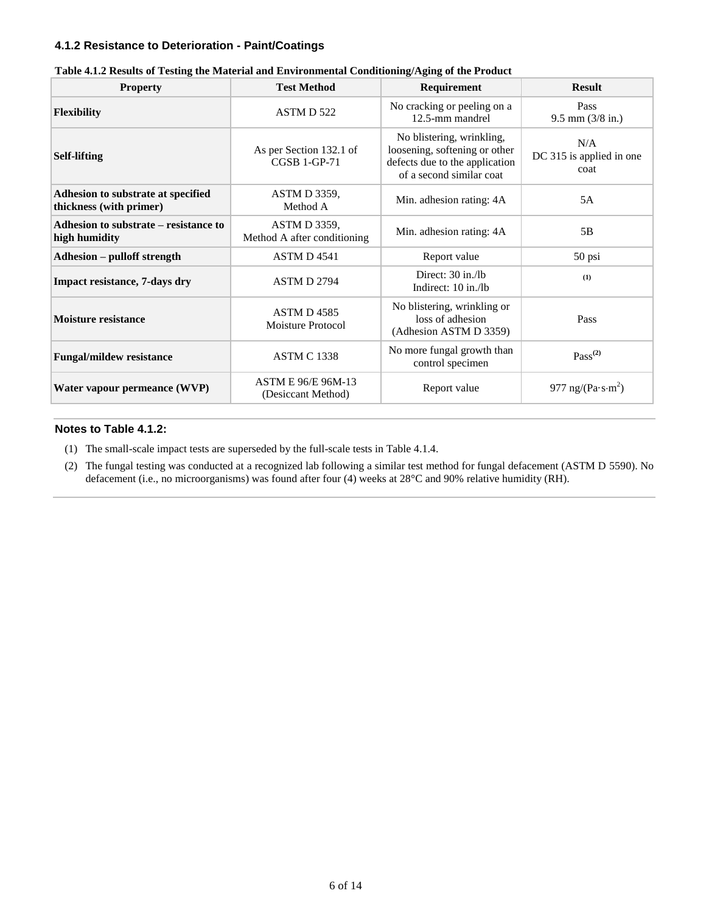### 4.1.2 Resistance to Deterioration - Paint/Coatings

**Table 4.1.2 Results of Testing the Material and Environmental Conditioning/Aging of the Product**

| Property | Test Method | Requirement | Result |
|---|---|---|---|
| **Flexibility** | ASTM D 522 | No cracking or peeling on a 12.5-mm mandrel | Pass<br>9.5 mm (3/8 in.) |
| **Self-lifting** | As per Section 132.1 of CGSB 1-GP-71 | No blistering, wrinkling, loosening, softening or other defects due to the application of a second similar coat | N/A<br>DC 315 is applied in one coat |
| **Adhesion to substrate at specified thickness (with primer)** | ASTM D 3359, Method A | Min. adhesion rating: 4A | 5A |
| **Adhesion to substrate – resistance to high humidity** | ASTM D 3359, Method A after conditioning | Min. adhesion rating: 4A | 5B |
| **Adhesion – pulloff strength** | ASTM D 4541 | Report value | 50 psi |
| **Impact resistance, 7-days dry** | ASTM D 2794 | Direct: 30 in./lb<br>Indirect: 10 in./lb | (1) |
| **Moisture resistance** | ASTM D 4585 Moisture Protocol | No blistering, wrinkling or loss of adhesion (Adhesion ASTM D 3359) | Pass |
| **Fungal/mildew resistance** | ASTM C 1338 | No more fungal growth than control specimen | Pass(2) |
| **Water vapour permeance (WVP)** | ASTM E 96/E 96M-13 (Desiccant Method) | Report value | 977 ng/(Pa·s·$m^2$) |

**Notes to Table 4.1.2:**

(1) The small-scale impact tests are superseded by the full-scale tests in Table 4.1.4.

(2) The fungal testing was conducted at a recognized lab following a similar test method for fungal defacement (ASTM D 5590). No defacement (i.e., no microorganisms) was found after four (4) weeks at 28°C and 90% relative humidity (RH).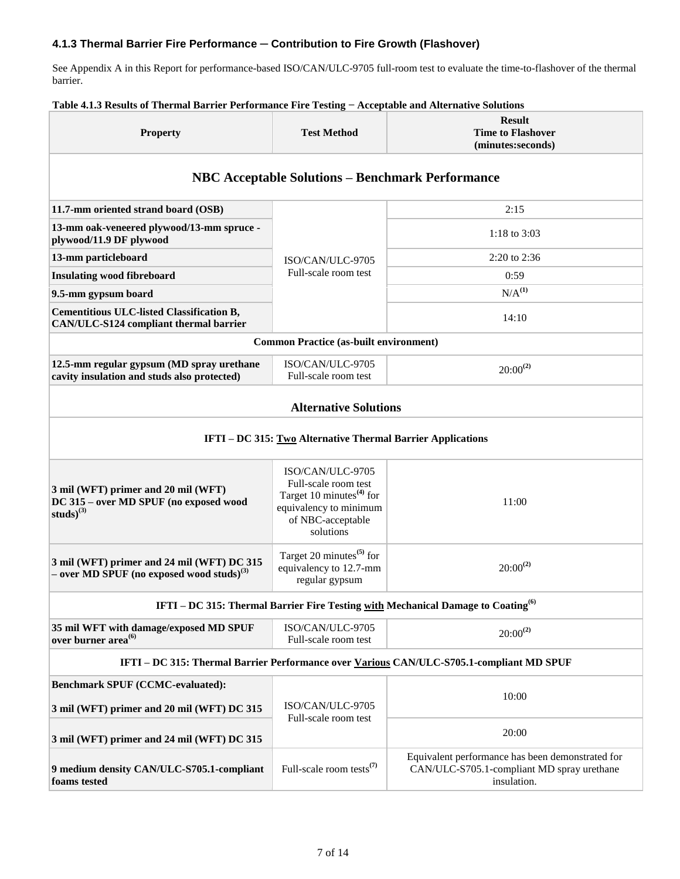### 4.1.3 Thermal Barrier Fire Performance ─ Contribution to Fire Growth (Flashover)

See Appendix A in this Report for performance-based ISO/CAN/ULC-9705 full-room test to evaluate the time-to-flashover of the thermal barrier.

**Table 4.1.3 Results of Thermal Barrier Performance Fire Testing − Acceptable and Alternative Solutions**

| Property | Test Method | Result Time to Flashover (minutes:seconds) |
|---|---|---|
| **NBC Acceptable Solutions – Benchmark Performance** | | |
| **11.7-mm oriented strand board (OSB)** | ISO/CAN/ULC-9705 Full-scale room test | 2:15 |
| **13-mm oak-veneered plywood/13-mm spruce -plywood/11.9 DF plywood** | | 1:18 to 3:03 |
| **13-mm particleboard** | | 2:20 to 2:36 |
| **Insulating wood fibreboard** | | 0:59 |
| **9.5-mm gypsum board** | | N/A[(1)] |
| **Cementitious ULC-listed Classification B, CAN/ULC-S124 compliant thermal barrier** | | 14:10 |
| **Common Practice (as-built environment)** | | |
| **12.5-mm regular gypsum (MD spray urethane cavity insulation and studs also protected)** | ISO/CAN/ULC-9705 Full-scale room test | 20:00[(2)] |
| **Alternative Solutions** | | |
| **IFTI – DC 315: Two Alternative Thermal Barrier Applications** | | |
| **3 mil (WFT) primer and 20 mil (WFT) DC 315 – over MD SPUF (no exposed wood studs)[(3)]** | ISO/CAN/ULC-9705 Full-scale room test Target 10 minutes[(4)] for equivalency to minimum of NBC-acceptable solutions | 11:00 |
| **3 mil (WFT) primer and 24 mil (WFT) DC 315 – over MD SPUF (no exposed wood studs)[(3)]** | Target 20 minutes[(5)] for equivalency to 12.7-mm regular gypsum | 20:00[(2)] |
| **IFTI – DC 315: Thermal Barrier Fire Testing with Mechanical Damage to Coating[(6)]** | | |
| **35 mil WFT with damage/exposed MD SPUF over burner area[(6)]** | ISO/CAN/ULC-9705 Full-scale room test | 20:00[(2)] |
| **IFTI – DC 315: Thermal Barrier Performance over Various CAN/ULC-S705.1-compliant MD SPUF** | | |
| **Benchmark SPUF (CCMC-evaluated):** **3 mil (WFT) primer and 20 mil (WFT) DC 315** | ISO/CAN/ULC-9705 Full-scale room test | 10:00 |
| **3 mil (WFT) primer and 24 mil (WFT) DC 315** | | 20:00 |
| **9 medium density CAN/ULC-S705.1-compliant foams tested** | Full-scale room tests[(7)] | Equivalent performance has been demonstrated for CAN/ULC-S705.1-compliant MD spray urethane insulation. |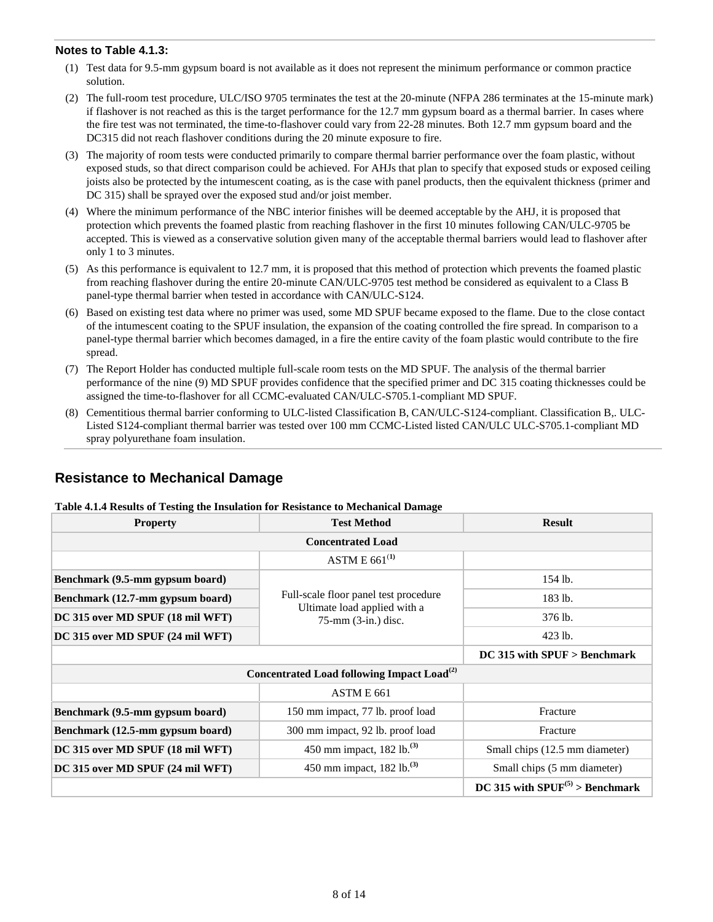**Notes to Table 4.1.3:**

1. Test data for 9.5-mm gypsum board is not available as it does not represent the minimum performance or common practice solution.
2. The full-room test procedure, ULC/ISO 9705 terminates the test at the 20-minute (NFPA 286 terminates at the 15-minute mark) if flashover is not reached as this is the target performance for the 12.7 mm gypsum board as a thermal barrier. In cases where the fire test was not terminated, the time-to-flashover could vary from 22-28 minutes. Both 12.7 mm gypsum board and the DC315 did not reach flashover conditions during the 20 minute exposure to fire.
3. The majority of room tests were conducted primarily to compare thermal barrier performance over the foam plastic, without exposed studs, so that direct comparison could be achieved. For AHJs that plan to specify that exposed studs or exposed ceiling joists also be protected by the intumescent coating, as is the case with panel products, then the equivalent thickness (primer and DC 315) shall be sprayed over the exposed stud and/or joist member.
4. Where the minimum performance of the NBC interior finishes will be deemed acceptable by the AHJ, it is proposed that protection which prevents the foamed plastic from reaching flashover in the first 10 minutes following CAN/ULC-9705 be accepted. This is viewed as a conservative solution given many of the acceptable thermal barriers would lead to flashover after only 1 to 3 minutes.
5. As this performance is equivalent to 12.7 mm, it is proposed that this method of protection which prevents the foamed plastic from reaching flashover during the entire 20-minute CAN/ULC-9705 test method be considered as equivalent to a Class B panel-type thermal barrier when tested in accordance with CAN/ULC-S124.
6. Based on existing test data where no primer was used, some MD SPUF became exposed to the flame. Due to the close contact of the intumescent coating to the SPUF insulation, the expansion of the coating controlled the fire spread. In comparison to a panel-type thermal barrier which becomes damaged, in a fire the entire cavity of the foam plastic would contribute to the fire spread.
7. The Report Holder has conducted multiple full-scale room tests on the MD SPUF. The analysis of the thermal barrier performance of the nine (9) MD SPUF provides confidence that the specified primer and DC 315 coating thicknesses could be assigned the time-to-flashover for all CCMC-evaluated CAN/ULC-S705.1-compliant MD SPUF.
8. Cementitious thermal barrier conforming to ULC-listed Classification B, CAN/ULC-S124-compliant. Classification B,. ULC-Listed S124-compliant thermal barrier was tested over 100 mm CCMC-Listed listed CAN/ULC ULC-S705.1-compliant MD spray polyurethane foam insulation.

## Resistance to Mechanical Damage

**Table 4.1.4 Results of Testing the Insulation for Resistance to Mechanical Damage**

| Property | Test Method | Result |
|---|---|---|
| **Concentrated Load** | | |
| | ASTM E 661[1] | |
| **Benchmark (9.5-mm gypsum board)** | Full-scale floor panel test procedure Ultimate load applied with a 75-mm (3-in.) disc. | 154 lb. |
| **Benchmark (12.7-mm gypsum board)** | | 183 lb. |
| **DC 315 over MD SPUF (18 mil WFT)** | | 376 lb. |
| **DC 315 over MD SPUF (24 mil WFT)** | | 423 lb. |
| | | **DC 315 with SPUF > Benchmark** |
| **Concentrated Load following Impact Load[2]** | | |
| | ASTM E 661 | |
| **Benchmark (9.5-mm gypsum board)** | 150 mm impact, 77 lb. proof load | Fracture |
| **Benchmark (12.5-mm gypsum board)** | 300 mm impact, 92 lb. proof load | Fracture |
| **DC 315 over MD SPUF (18 mil WFT)** | 450 mm impact, 182 lb.[3] | Small chips (12.5 mm diameter) |
| **DC 315 over MD SPUF (24 mil WFT)** | 450 mm impact, 182 lb.[3] | Small chips (5 mm diameter) |
| | | **DC 315 with SPUF[5] > Benchmark** |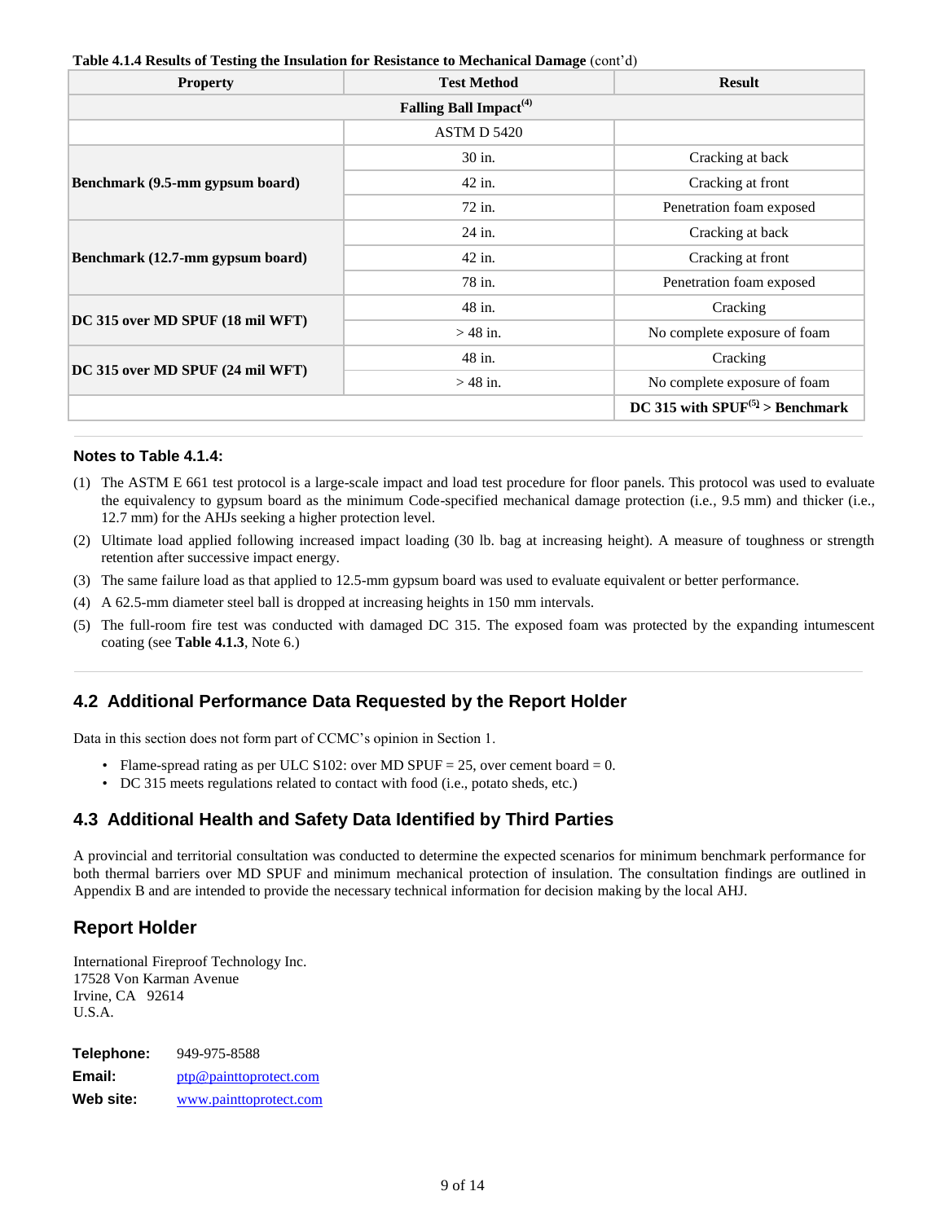**Table 4.1.4 Results of Testing the Insulation for Resistance to Mechanical Damage** (cont'd)

| Property | Test Method | Result |
| --- | --- | --- |
| **Falling Ball Impact**[4] | | |
| | ASTM D 5420 | |
| **Benchmark (9.5-mm gypsum board)** | 30 in. | Cracking at back |
| | 42 in. | Cracking at front |
| | 72 in. | Penetration foam exposed |
| **Benchmark (12.7-mm gypsum board)** | 24 in. | Cracking at back |
| | 42 in. | Cracking at front |
| | 78 in. | Penetration foam exposed |
| **DC 315 over MD SPUF (18 mil WFT)** | 48 in. | Cracking |
| | > 48 in. | No complete exposure of foam |
| **DC 315 over MD SPUF (24 mil WFT)** | 48 in. | Cracking |
| | > 48 in. | No complete exposure of foam |
| | | **DC 315 with SPUF[5] > Benchmark** |

### Notes to Table 4.1.4:

(1) The ASTM E 661 test protocol is a large-scale impact and load test procedure for floor panels. This protocol was used to evaluate the equivalency to gypsum board as the minimum Code-specified mechanical damage protection (i.e., 9.5 mm) and thicker (i.e., 12.7 mm) for the AHJs seeking a higher protection level.

(2) Ultimate load applied following increased impact loading (30 lb. bag at increasing height). A measure of toughness or strength retention after successive impact energy.

(3) The same failure load as that applied to 12.5-mm gypsum board was used to evaluate equivalent or better performance.

(4) A 62.5-mm diameter steel ball is dropped at increasing heights in 150 mm intervals.

(5) The full-room fire test was conducted with damaged DC 315. The exposed foam was protected by the expanding intumescent coating (see **Table 4.1.3**, Note 6.)

## 4.2 Additional Performance Data Requested by the Report Holder

Data in this section does not form part of CCMC's opinion in Section 1.

- Flame-spread rating as per ULC S102: over MD SPUF = 25, over cement board = 0.
- DC 315 meets regulations related to contact with food (i.e., potato sheds, etc.)

## 4.3 Additional Health and Safety Data Identified by Third Parties

A provincial and territorial consultation was conducted to determine the expected scenarios for minimum benchmark performance for both thermal barriers over MD SPUF and minimum mechanical protection of insulation. The consultation findings are outlined in Appendix B and are intended to provide the necessary technical information for decision making by the local AHJ.

## Report Holder

International Fireproof Technology Inc.
17528 Von Karman Avenue
Irvine, CA 92614
U.S.A.

**Telephone:** 949-975-8588
**Email:** ptp@painttoprotect.com
**Web site:** www.painttoprotect.com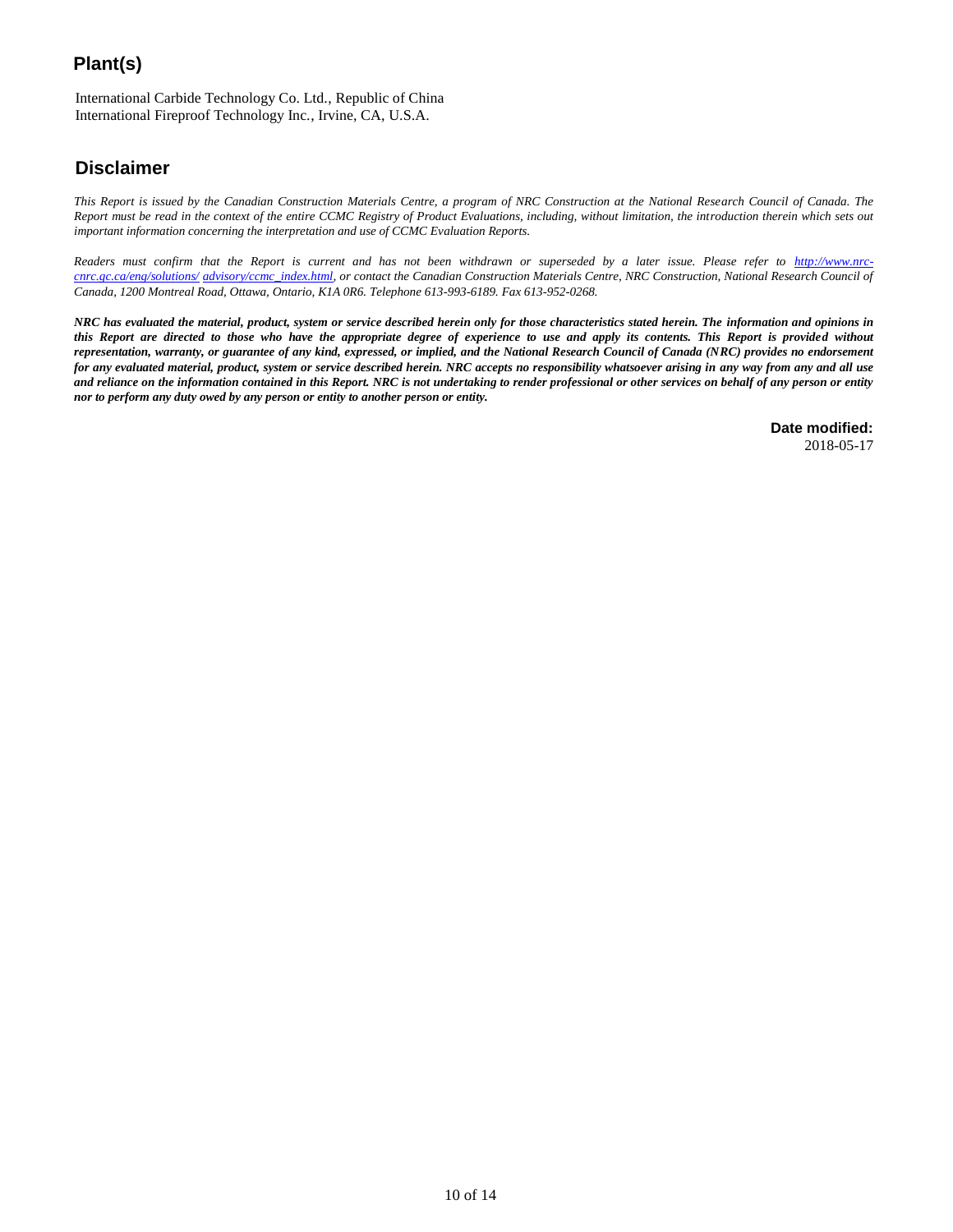## Plant(s)

International Carbide Technology Co. Ltd., Republic of China
International Fireproof Technology Inc., Irvine, CA, U.S.A.

## Disclaimer

*This Report is issued by the Canadian Construction Materials Centre, a program of NRC Construction at the National Research Council of Canada. The Report must be read in the context of the entire CCMC Registry of Product Evaluations, including, without limitation, the introduction therein which sets out important information concerning the interpretation and use of CCMC Evaluation Reports.*

*Readers must confirm that the Report is current and has not been withdrawn or superseded by a later issue. Please refer to [http://www.nrc-cnrc.gc.ca/eng/solutions/ advisory/ccmc_index.html](http://www.nrc-cnrc.gc.ca/eng/solutions/advisory/ccmc_index.html), or contact the Canadian Construction Materials Centre, NRC Construction, National Research Council of Canada, 1200 Montreal Road, Ottawa, Ontario, K1A 0R6. Telephone 613-993-6189. Fax 613-952-0268.*

***NRC has evaluated the material, product, system or service described herein only for those characteristics stated herein. The information and opinions in this Report are directed to those who have the appropriate degree of experience to use and apply its contents. This Report is provided without representation, warranty, or guarantee of any kind, expressed, or implied, and the National Research Council of Canada (NRC) provides no endorsement for any evaluated material, product, system or service described herein. NRC accepts no responsibility whatsoever arising in any way from any and all use and reliance on the information contained in this Report. NRC is not undertaking to render professional or other services on behalf of any person or entity nor to perform any duty owed by any person or entity to another person or entity.***

**Date modified:**
2018-05-17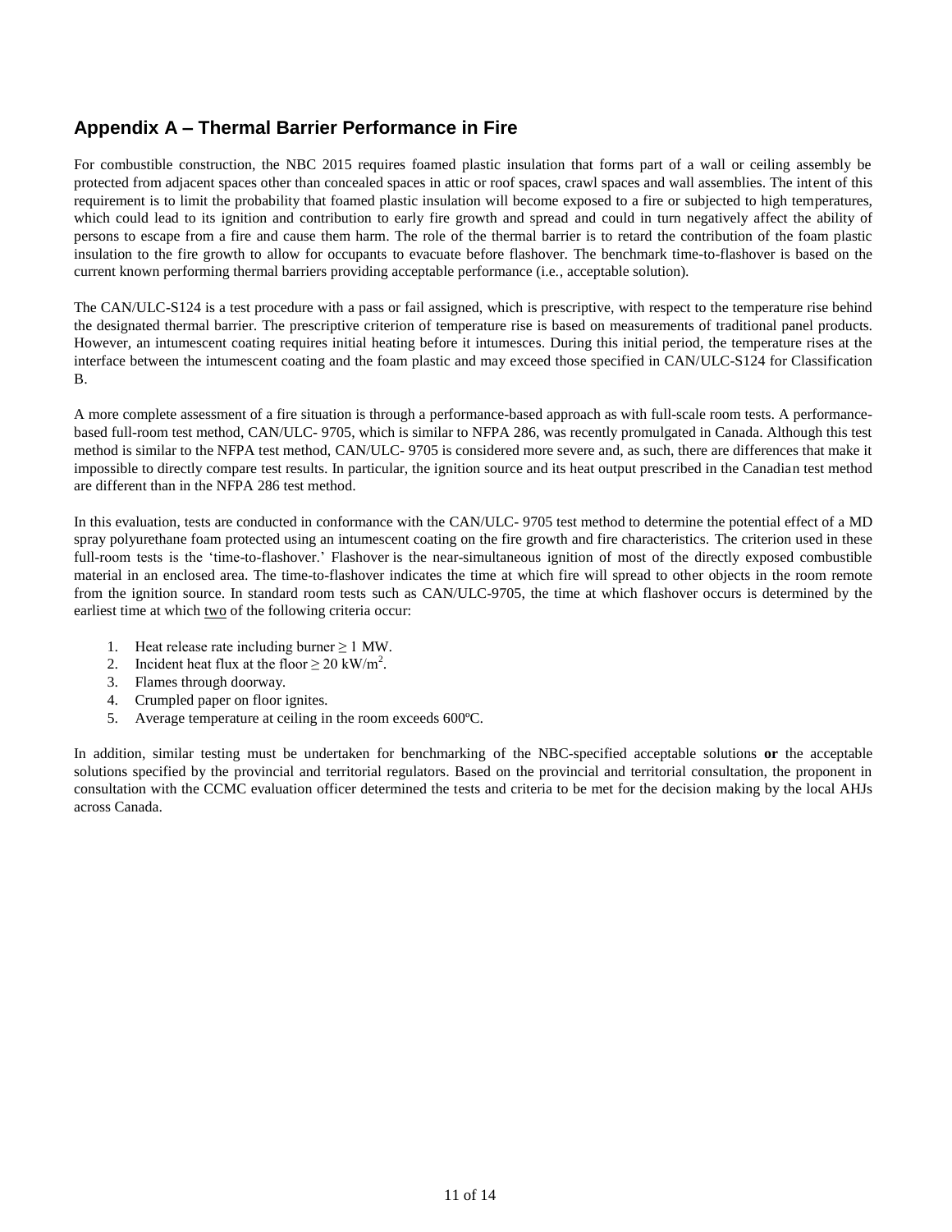## Appendix A – Thermal Barrier Performance in Fire

For combustible construction, the NBC 2015 requires foamed plastic insulation that forms part of a wall or ceiling assembly be protected from adjacent spaces other than concealed spaces in attic or roof spaces, crawl spaces and wall assemblies. The intent of this requirement is to limit the probability that foamed plastic insulation will become exposed to a fire or subjected to high temperatures, which could lead to its ignition and contribution to early fire growth and spread and could in turn negatively affect the ability of persons to escape from a fire and cause them harm. The role of the thermal barrier is to retard the contribution of the foam plastic insulation to the fire growth to allow for occupants to evacuate before flashover. The benchmark time-to-flashover is based on the current known performing thermal barriers providing acceptable performance (i.e., acceptable solution).

The CAN/ULC-S124 is a test procedure with a pass or fail assigned, which is prescriptive, with respect to the temperature rise behind the designated thermal barrier. The prescriptive criterion of temperature rise is based on measurements of traditional panel products. However, an intumescent coating requires initial heating before it intumesces. During this initial period, the temperature rises at the interface between the intumescent coating and the foam plastic and may exceed those specified in CAN/ULC-S124 for Classification B.

A more complete assessment of a fire situation is through a performance-based approach as with full-scale room tests. A performance-based full-room test method, CAN/ULC- 9705, which is similar to NFPA 286, was recently promulgated in Canada. Although this test method is similar to the NFPA test method, CAN/ULC- 9705 is considered more severe and, as such, there are differences that make it impossible to directly compare test results. In particular, the ignition source and its heat output prescribed in the Canadian test method are different than in the NFPA 286 test method.

In this evaluation, tests are conducted in conformance with the CAN/ULC- 9705 test method to determine the potential effect of a MD spray polyurethane foam protected using an intumescent coating on the fire growth and fire characteristics. The criterion used in these full-room tests is the 'time-to-flashover.' Flashover is the near-simultaneous ignition of most of the directly exposed combustible material in an enclosed area. The time-to-flashover indicates the time at which fire will spread to other objects in the room remote from the ignition source. In standard room tests such as CAN/ULC-9705, the time at which flashover occurs is determined by the earliest time at which two of the following criteria occur:

1. Heat release rate including burner ≥ 1 MW.
2. Incident heat flux at the floor ≥ 20 kW/m$^2$.
3. Flames through doorway.
4. Crumpled paper on floor ignites.
5. Average temperature at ceiling in the room exceeds 600ºC.

In addition, similar testing must be undertaken for benchmarking of the NBC-specified acceptable solutions **or** the acceptable solutions specified by the provincial and territorial regulators. Based on the provincial and territorial consultation, the proponent in consultation with the CCMC evaluation officer determined the tests and criteria to be met for the decision making by the local AHJs across Canada.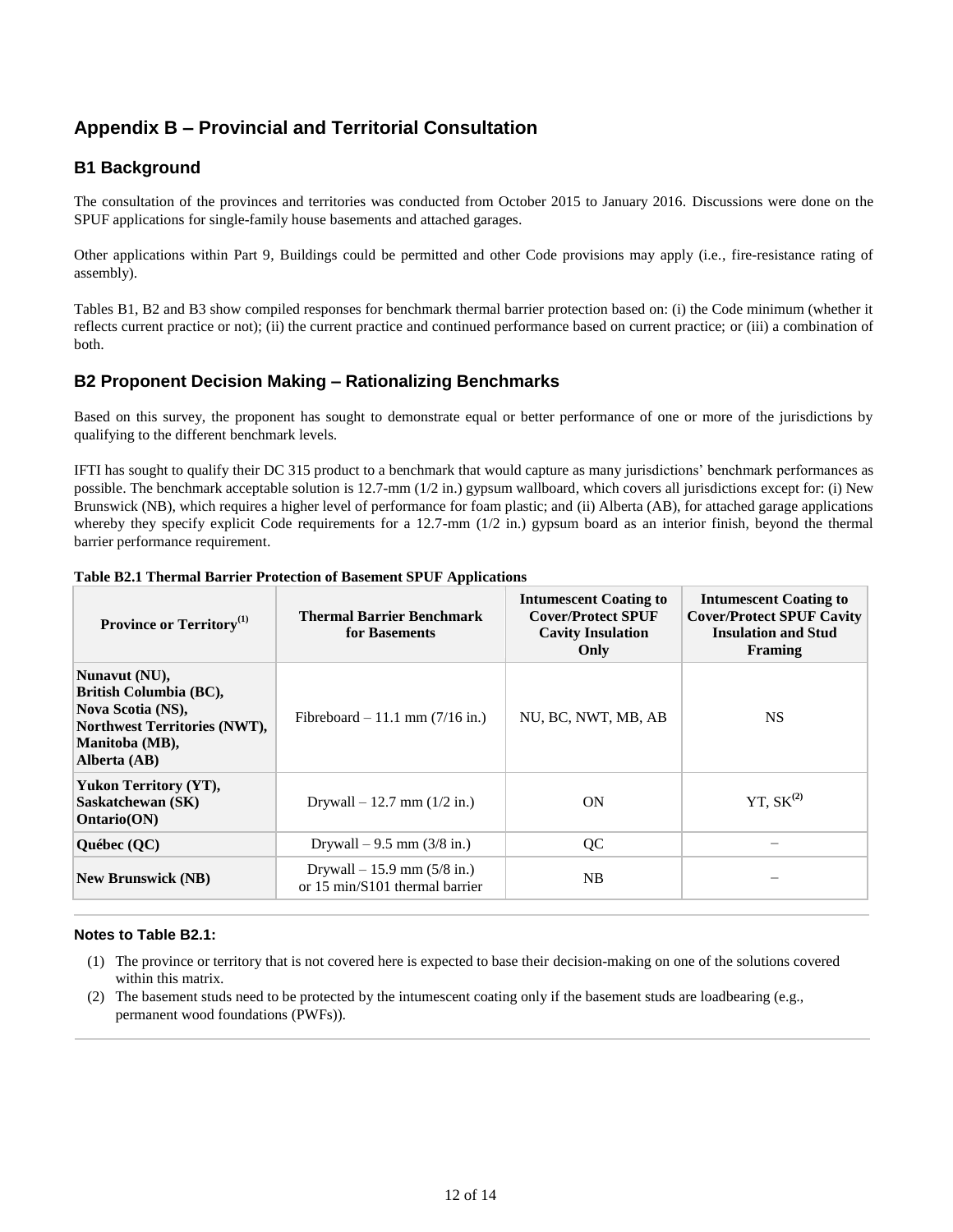# Appendix B – Provincial and Territorial Consultation

## B1 Background

The consultation of the provinces and territories was conducted from October 2015 to January 2016. Discussions were done on the SPUF applications for single-family house basements and attached garages.

Other applications within Part 9, Buildings could be permitted and other Code provisions may apply (i.e., fire-resistance rating of assembly).

Tables B1, B2 and B3 show compiled responses for benchmark thermal barrier protection based on: (i) the Code minimum (whether it reflects current practice or not); (ii) the current practice and continued performance based on current practice; or (iii) a combination of both.

## B2 Proponent Decision Making – Rationalizing Benchmarks

Based on this survey, the proponent has sought to demonstrate equal or better performance of one or more of the jurisdictions by qualifying to the different benchmark levels.

IFTI has sought to qualify their DC 315 product to a benchmark that would capture as many jurisdictions' benchmark performances as possible. The benchmark acceptable solution is 12.7-mm (1/2 in.) gypsum wallboard, which covers all jurisdictions except for: (i) New Brunswick (NB), which requires a higher level of performance for foam plastic; and (ii) Alberta (AB), for attached garage applications whereby they specify explicit Code requirements for a 12.7-mm (1/2 in.) gypsum board as an interior finish, beyond the thermal barrier performance requirement.

**Table B2.1 Thermal Barrier Protection of Basement SPUF Applications**

| Province or Territory[1] | Thermal Barrier Benchmark for Basements | Intumescent Coating to Cover/Protect SPUF Cavity Insulation Only | Intumescent Coating to Cover/Protect SPUF Cavity Insulation and Stud Framing |
|---|---|---|---|
| **Nunavut (NU), British Columbia (BC), Nova Scotia (NS), Northwest Territories (NWT), Manitoba (MB), Alberta (AB)** | Fibreboard – 11.1 mm (7/16 in.) | NU, BC, NWT, MB, AB | NS |
| **Yukon Territory (YT), Saskatchewan (SK) Ontario(ON)** | Drywall – 12.7 mm (1/2 in.) | ON | YT, SK[2] |
| **Québec (QC)** | Drywall – 9.5 mm (3/8 in.) | QC | – |
| **New Brunswick (NB)** | Drywall – 15.9 mm (5/8 in.) or 15 min/S101 thermal barrier | NB | – |

**Notes to Table B2.1:**

(1) The province or territory that is not covered here is expected to base their decision-making on one of the solutions covered within this matrix.

(2) The basement studs need to be protected by the intumescent coating only if the basement studs are loadbearing (e.g., permanent wood foundations (PWFs)).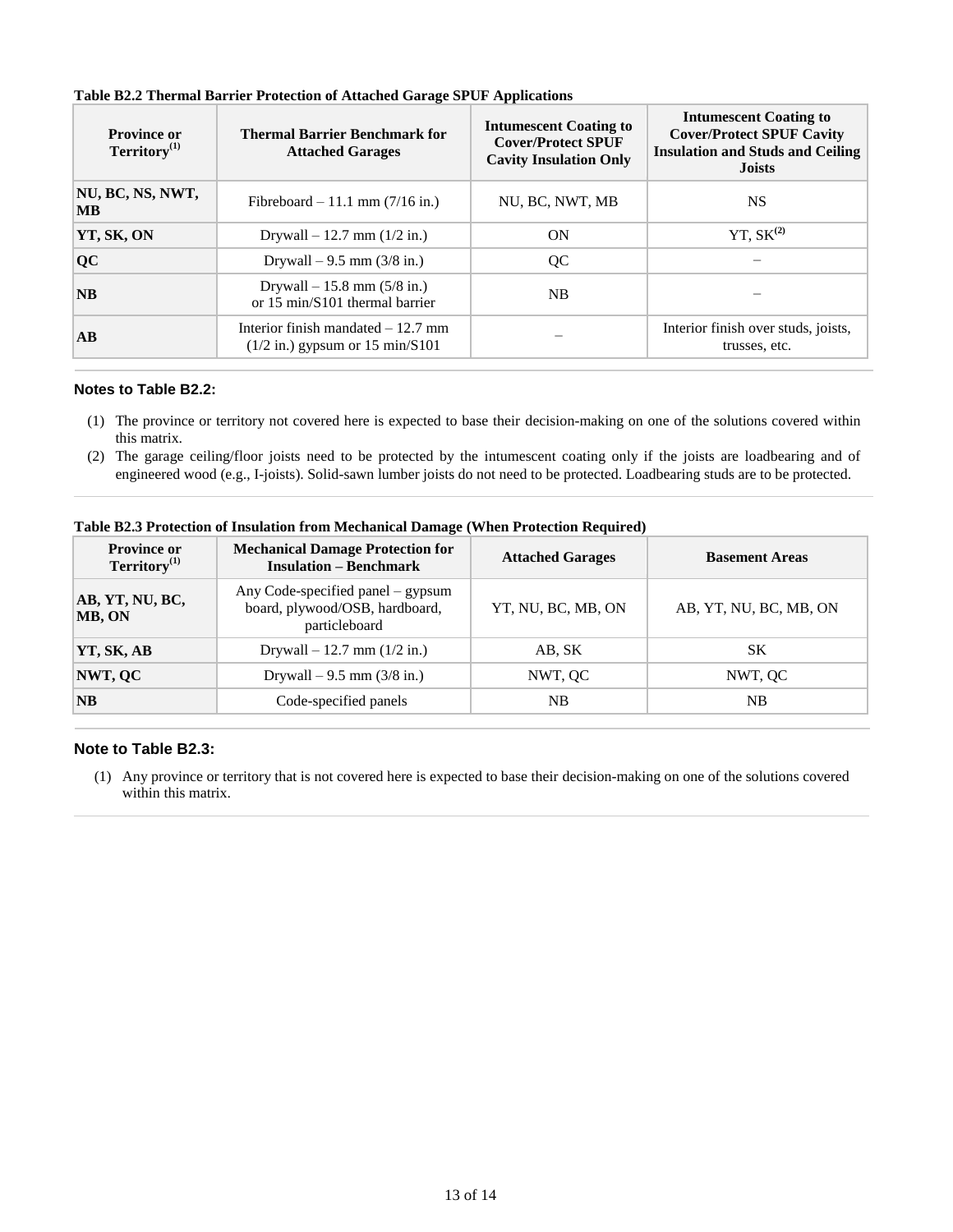**Table B2.2 Thermal Barrier Protection of Attached Garage SPUF Applications**

| Province or Territory[(1)] | Thermal Barrier Benchmark for Attached Garages | Intumescent Coating to Cover/Protect SPUF Cavity Insulation Only | Intumescent Coating to Cover/Protect SPUF Cavity Insulation and Studs and Ceiling Joists |
|---|---|---|---|
| **NU, BC, NS, NWT, MB** | Fibreboard – 11.1 mm (7/16 in.) | NU, BC, NWT, MB | NS |
| **YT, SK, ON** | Drywall – 12.7 mm (1/2 in.) | ON | YT, SK[(2)] |
| **QC** | Drywall – 9.5 mm (3/8 in.) | QC | – |
| **NB** | Drywall – 15.8 mm (5/8 in.) or 15 min/S101 thermal barrier | NB | – |
| **AB** | Interior finish mandated – 12.7 mm (1/2 in.) gypsum or 15 min/S101 | – | Interior finish over studs, joists, trusses, etc. |

### Notes to Table B2.2:

(1) The province or territory not covered here is expected to base their decision-making on one of the solutions covered within this matrix.

(2) The garage ceiling/floor joists need to be protected by the intumescent coating only if the joists are loadbearing and of engineered wood (e.g., I-joists). Solid-sawn lumber joists do not need to be protected. Loadbearing studs are to be protected.

**Table B2.3 Protection of Insulation from Mechanical Damage (When Protection Required)**

| Province or Territory[(1)] | Mechanical Damage Protection for Insulation – Benchmark | Attached Garages | Basement Areas |
|---|---|---|---|
| **AB, YT, NU, BC, MB, ON** | Any Code-specified panel – gypsum board, plywood/OSB, hardboard, particleboard | YT, NU, BC, MB, ON | AB, YT, NU, BC, MB, ON |
| **YT, SK, AB** | Drywall – 12.7 mm (1/2 in.) | AB, SK | SK |
| **NWT, QC** | Drywall – 9.5 mm (3/8 in.) | NWT, QC | NWT, QC |
| **NB** | Code-specified panels | NB | NB |

### Note to Table B2.3:

(1) Any province or territory that is not covered here is expected to base their decision-making on one of the solutions covered within this matrix.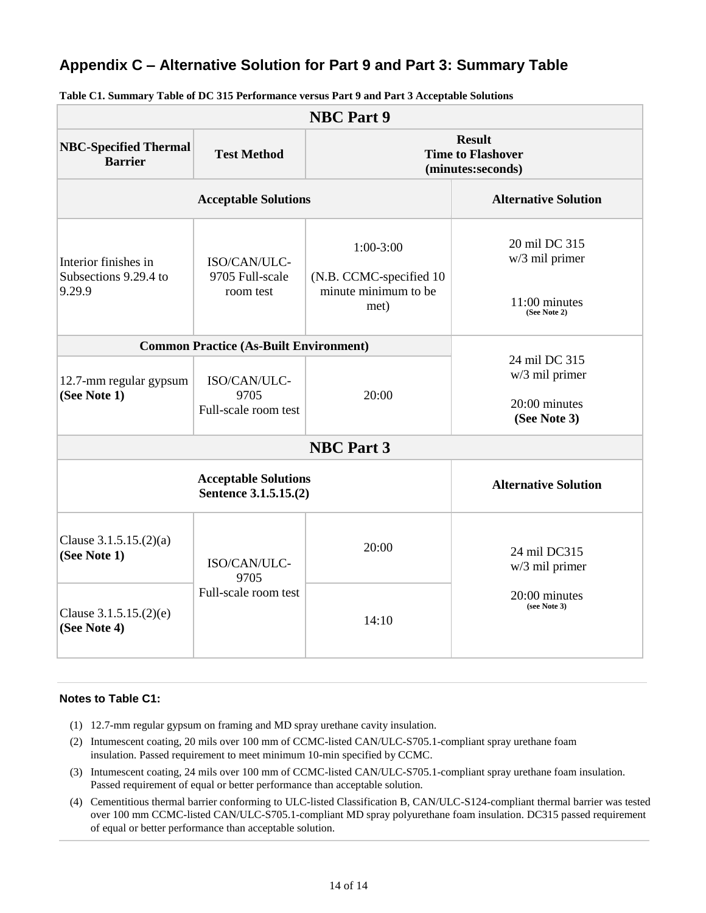## Appendix C – Alternative Solution for Part 9 and Part 3: Summary Table

**Table C1. Summary Table of DC 315 Performance versus Part 9 and Part 3 Acceptable Solutions**

| NBC Part 9 | | | |
|---|---|---|---|
| **NBC-Specified Thermal Barrier** | **Test Method** | **Result Time to Flashover (minutes:seconds)** | |
| **Acceptable Solutions** | | | **Alternative Solution** |
| Interior finishes in Subsections 9.29.4 to 9.29.9 | ISO/CAN/ULC-9705 Full-scale room test | 1:00-3:00 (N.B. CCMC-specified 10 minute minimum to be met) | 20 mil DC 315 w/3 mil primer 11:00 minutes (See Note 2) |
| **Common Practice (As-Built Environment)** | | | 24 mil DC 315 w/3 mil primer 20:00 minutes **(See Note 3)** |
| 12.7-mm regular gypsum **(See Note 1)** | ISO/CAN/ULC-9705 Full-scale room test | 20:00 | |
| **NBC Part 3** | | | |
| **Acceptable Solutions Sentence 3.1.5.15.(2)** | | | **Alternative Solution** |
| Clause 3.1.5.15.(2)(a) **(See Note 1)** | ISO/CAN/ULC-9705 Full-scale room test | 20:00 | 24 mil DC315 w/3 mil primer 20:00 minutes (see Note 3) |
| Clause 3.1.5.15.(2)(e) **(See Note 4)** | | 14:10 | |

**Notes to Table C1:**

(1) 12.7-mm regular gypsum on framing and MD spray urethane cavity insulation.

(2) Intumescent coating, 20 mils over 100 mm of CCMC-listed CAN/ULC-S705.1-compliant spray urethane foam insulation. Passed requirement to meet minimum 10-min specified by CCMC.

(3) Intumescent coating, 24 mils over 100 mm of CCMC-listed CAN/ULC-S705.1-compliant spray urethane foam insulation. Passed requirement of equal or better performance than acceptable solution.

(4) Cementitious thermal barrier conforming to ULC-listed Classification B, CAN/ULC-S124-compliant thermal barrier was tested over 100 mm CCMC-listed CAN/ULC-S705.1-compliant MD spray polyurethane foam insulation. DC315 passed requirement of equal or better performance than acceptable solution.